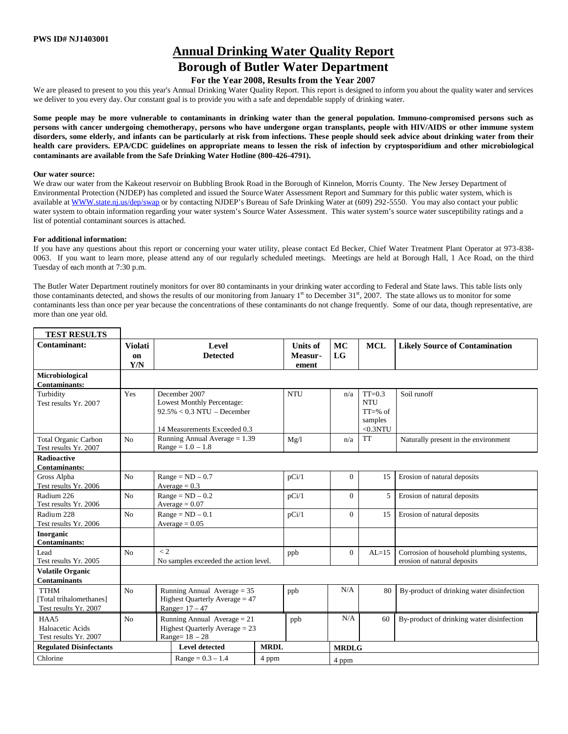**PWS ID# NJ1403001**

# Annual Drinking Water Quality Report

## Borough of Butler Water Department

### For the Year 2008, Results from the Year 2007

We are pleased to present to you this year's Annual Drinking Water Quality Report. This report is designed to inform you about the quality water and services we deliver to you every day. Our constant goal is to provide you with a safe and dependable supply of drinking water.

**Some people may be more vulnerable to contaminants in drinking water than the general population. Immuno-compromised persons such as persons with cancer undergoing chemotherapy, persons who have undergone organ transplants, people with HIV/AIDS or other immune system disorders, some elderly, and infants can be particularly at risk from infections. These people should seek advice about drinking water from their health care providers. EPA/CDC guidelines on appropriate means to lessen the risk of infection by cryptosporidium and other microbiological contaminants are available from the Safe Drinking Water Hotline (800-426-4791).**

**Our water source:**

We draw our water from the Kakeout reservoir on Bubbling Brook Road in the Borough of Kinnelon, Morris County. The New Jersey Department of Environmental Protection (NJDEP) has completed and issued the Source Water Assessment Report and Summary for this public water system, which is available at WWW.state.nj.us/dep/swap or by contacting NJDEP's Bureau of Safe Drinking Water at (609) 292-5550. You may also contact your public water system to obtain information regarding your water system's Source Water Assessment. This water system's source water susceptibility ratings and a list of potential contaminant sources is attached.

**For additional information:**

If you have any questions about this report or concerning your water utility, please contact Ed Becker, Chief Water Treatment Plant Operator at 973-838-0063. If you want to learn more, please attend any of our regularly scheduled meetings. Meetings are held at Borough Hall, 1 Ace Road, on the third Tuesday of each month at 7:30 p.m.

The Butler Water Department routinely monitors for over 80 contaminants in your drinking water according to Federal and State laws. This table lists only those contaminants detected, and shows the results of our monitoring from January 1st to December 31st, 2007. The state allows us to monitor for some contaminants less than once per year because the concentrations of these contaminants do not change frequently. Some of our data, though representative, are more than one year old.

**TEST RESULTS**

| Contaminant: | Violation Y/N | Level Detected | Units of Measurement | MCLG | MCL | Likely Source of Contamination |
|---|---|---|---|---|---|---|
| **Microbiological Contaminants:** | | | | | | |
| Turbidity<br>Test results Yr. 2007 | Yes | December 2007<br>Lowest Monthly Percentage:<br>92.5% < 0.3 NTU – December<br><br>14 Measurements Exceeded 0.3 | NTU | n/a | TT=0.3 NTU<br>TT=% of samples <0.3NTU | Soil runoff |
| Total Organic Carbon<br>Test results Yr. 2007 | No | Running Annual Average = 1.39<br>Range = 1.0 – 1.8 | Mg/l | n/a | TT | Naturally present in the environment |
| **Radioactive Contaminants:** | | | | | | |
| Gross Alpha<br>Test results Yr. 2006 | No | Range = ND – 0.7<br>Average = 0.3 | pCi/1 | 0 | 15 | Erosion of natural deposits |
| Radium 226<br>Test results Yr. 2006 | No | Range = ND – 0.2<br>Average = 0.07 | pCi/1 | 0 | 5 | Erosion of natural deposits |
| Radium 228<br>Test results Yr. 2006 | No | Range = ND – 0.1<br>Average = 0.05 | pCi/1 | 0 | 15 | Erosion of natural deposits |
| **Inorganic Contaminants:** | | | | | | |
| Lead<br>Test results Yr. 2005 | No | < 2<br>No samples exceeded the action level. | ppb | 0 | AL=15 | Corrosion of household plumbing systems, erosion of natural deposits |
| **Volatile Organic Contaminants** | | | | | | |
| TTHM<br>[Total trihalomethanes]<br>Test results Yr. 2007 | No | Running Annual Average = 35<br>Highest Quarterly Average = 47<br>Range= 17 – 47 | ppb | N/A | 80 | By-product of drinking water disinfection |
| HAA5<br>Haloacetic Acids<br>Test results Yr. 2007 | No | Running Annual Average = 21<br>Highest Quarterly Average = 23<br>Range= 18 – 28 | ppb | N/A | 60 | By-product of drinking water disinfection |

| Regulated Disinfectants | Level detected | MRDL | MRDLG |
|---|---|---|---|
| Chlorine | Range = 0.3 – 1.4 | 4 ppm | 4 ppm |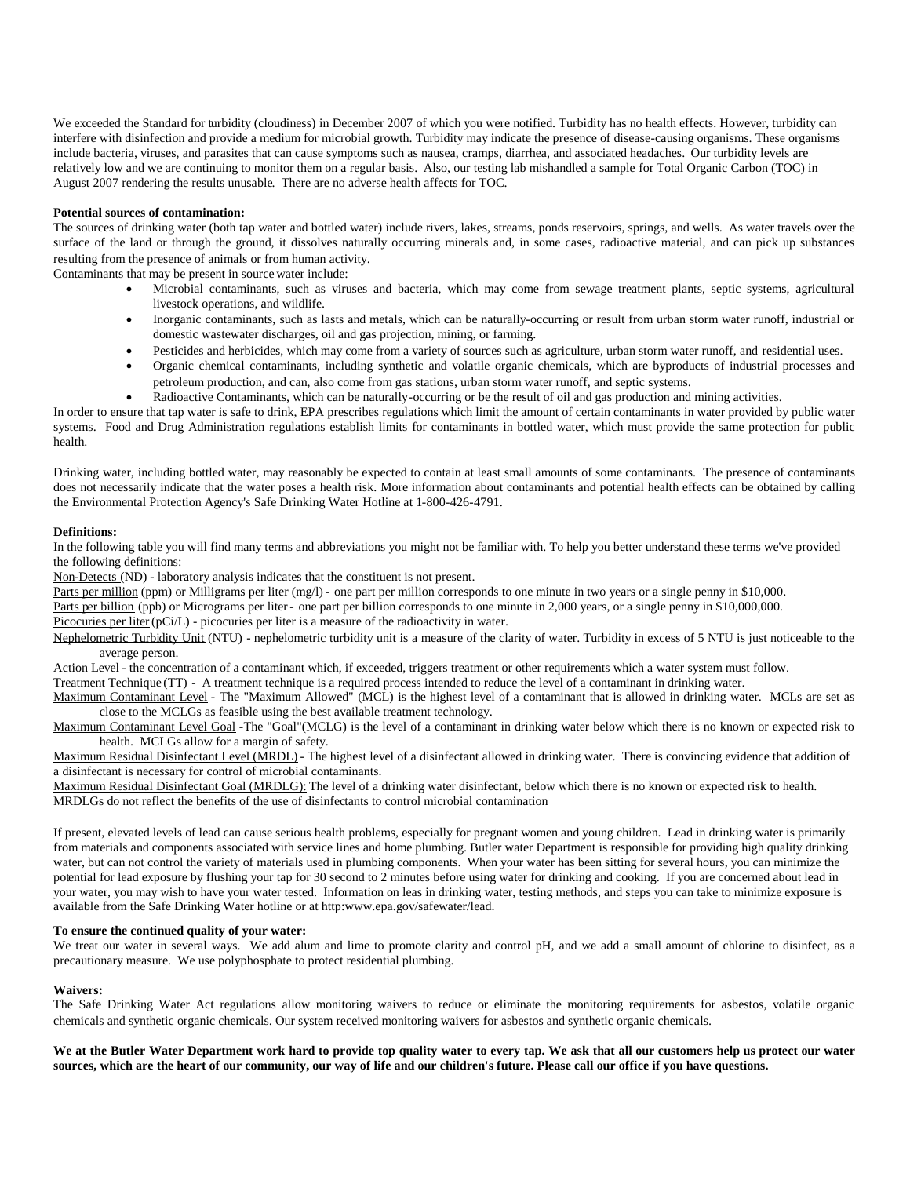We exceeded the Standard for turbidity (cloudiness) in December 2007 of which you were notified. Turbidity has no health effects. However, turbidity can interfere with disinfection and provide a medium for microbial growth. Turbidity may indicate the presence of disease-causing organisms. These organisms include bacteria, viruses, and parasites that can cause symptoms such as nausea, cramps, diarrhea, and associated headaches. Our turbidity levels are relatively low and we are continuing to monitor them on a regular basis. Also, our testing lab mishandled a sample for Total Organic Carbon (TOC) in August 2007 rendering the results unusable. There are no adverse health affects for TOC.

**Potential sources of contamination:**

The sources of drinking water (both tap water and bottled water) include rivers, lakes, streams, ponds reservoirs, springs, and wells. As water travels over the surface of the land or through the ground, it dissolves naturally occurring minerals and, in some cases, radioactive material, and can pick up substances resulting from the presence of animals or from human activity.

Contaminants that may be present in source water include:

- Microbial contaminants, such as viruses and bacteria, which may come from sewage treatment plants, septic systems, agricultural livestock operations, and wildlife.
- Inorganic contaminants, such as lasts and metals, which can be naturally-occurring or result from urban storm water runoff, industrial or domestic wastewater discharges, oil and gas projection, mining, or farming.
- Pesticides and herbicides, which may come from a variety of sources such as agriculture, urban storm water runoff, and residential uses.
- Organic chemical contaminants, including synthetic and volatile organic chemicals, which are byproducts of industrial processes and petroleum production, and can, also come from gas stations, urban storm water runoff, and septic systems.
- Radioactive Contaminants, which can be naturally-occurring or be the result of oil and gas production and mining activities.

In order to ensure that tap water is safe to drink, EPA prescribes regulations which limit the amount of certain contaminants in water provided by public water systems. Food and Drug Administration regulations establish limits for contaminants in bottled water, which must provide the same protection for public health.

Drinking water, including bottled water, may reasonably be expected to contain at least small amounts of some contaminants. The presence of contaminants does not necessarily indicate that the water poses a health risk. More information about contaminants and potential health effects can be obtained by calling the Environmental Protection Agency's Safe Drinking Water Hotline at 1-800-426-4791.

**Definitions:**

In the following table you will find many terms and abbreviations you might not be familiar with. To help you better understand these terms we've provided the following definitions:

Non-Detects (ND) - laboratory analysis indicates that the constituent is not present.

Parts per million (ppm) or Milligrams per liter (mg/l) - one part per million corresponds to one minute in two years or a single penny in $10,000.

Parts per billion (ppb) or Micrograms per liter - one part per billion corresponds to one minute in 2,000 years, or a single penny in $10,000,000.

Picocuries per liter (pCi/L) - picocuries per liter is a measure of the radioactivity in water.

Nephelometric Turbidity Unit (NTU) - nephelometric turbidity unit is a measure of the clarity of water. Turbidity in excess of 5 NTU is just noticeable to the average person.

Action Level - the concentration of a contaminant which, if exceeded, triggers treatment or other requirements which a water system must follow.

Treatment Technique (TT) - A treatment technique is a required process intended to reduce the level of a contaminant in drinking water.

Maximum Contaminant Level - The "Maximum Allowed" (MCL) is the highest level of a contaminant that is allowed in drinking water. MCLs are set as close to the MCLGs as feasible using the best available treatment technology.

Maximum Contaminant Level Goal -The "Goal"(MCLG) is the level of a contaminant in drinking water below which there is no known or expected risk to health. MCLGs allow for a margin of safety.

Maximum Residual Disinfectant Level (MRDL) - The highest level of a disinfectant allowed in drinking water. There is convincing evidence that addition of a disinfectant is necessary for control of microbial contaminants.

Maximum Residual Disinfectant Goal (MRDLG): The level of a drinking water disinfectant, below which there is no known or expected risk to health. MRDLGs do not reflect the benefits of the use of disinfectants to control microbial contamination

If present, elevated levels of lead can cause serious health problems, especially for pregnant women and young children. Lead in drinking water is primarily from materials and components associated with service lines and home plumbing. Butler water Department is responsible for providing high quality drinking water, but can not control the variety of materials used in plumbing components. When your water has been sitting for several hours, you can minimize the potential for lead exposure by flushing your tap for 30 second to 2 minutes before using water for drinking and cooking. If you are concerned about lead in your water, you may wish to have your water tested. Information on leas in drinking water, testing methods, and steps you can take to minimize exposure is available from the Safe Drinking Water hotline or at http:www.epa.gov/safewater/lead.

**To ensure the continued quality of your water:**

We treat our water in several ways. We add alum and lime to promote clarity and control pH, and we add a small amount of chlorine to disinfect, as a precautionary measure. We use polyphosphate to protect residential plumbing.

**Waivers:**

The Safe Drinking Water Act regulations allow monitoring waivers to reduce or eliminate the monitoring requirements for asbestos, volatile organic chemicals and synthetic organic chemicals. Our system received monitoring waivers for asbestos and synthetic organic chemicals.

**We at the Butler Water Department work hard to provide top quality water to every tap. We ask that all our customers help us protect our water sources, which are the heart of our community, our way of life and our children's future. Please call our office if you have questions.**